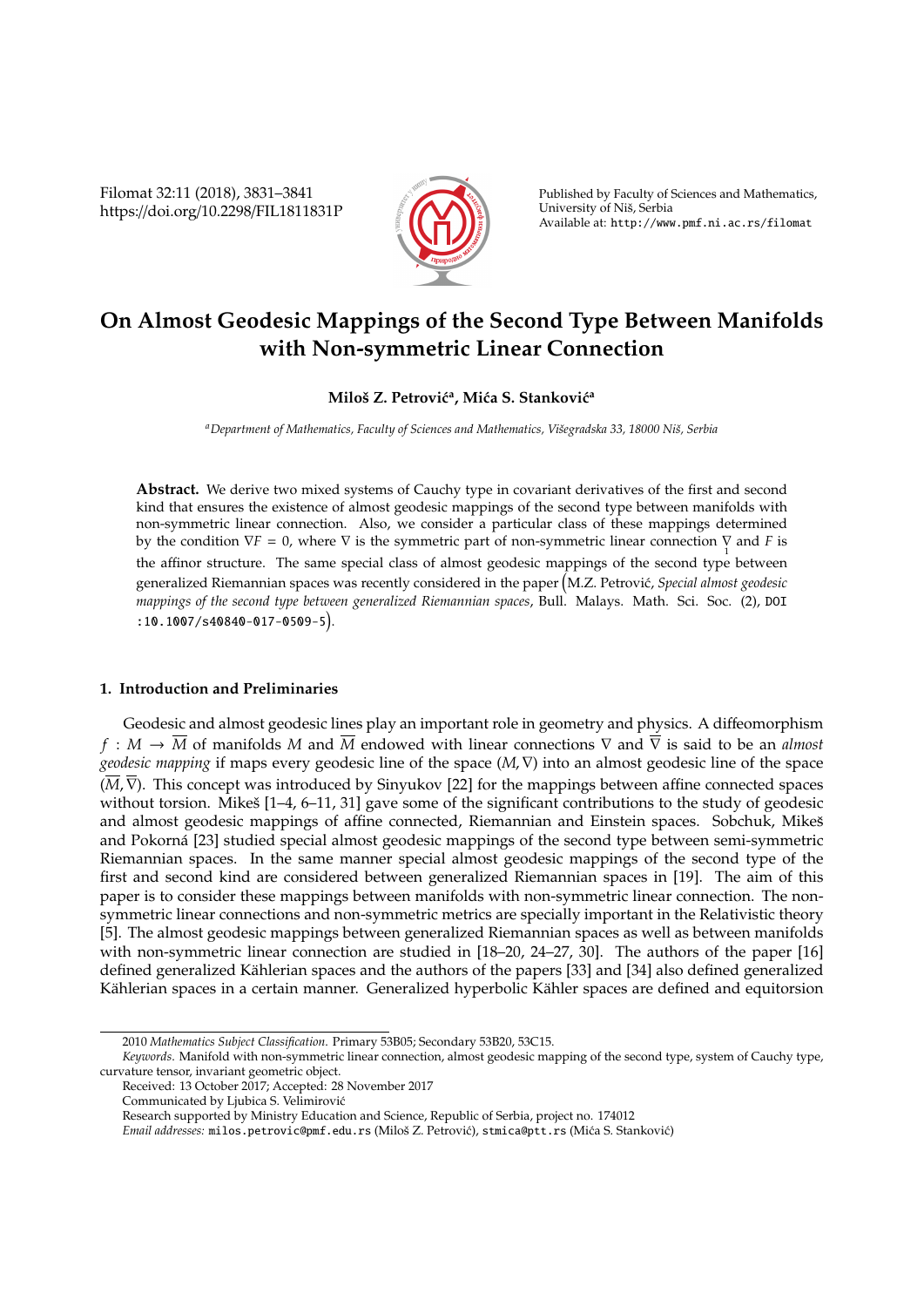# On Almost Geodesic Mappings of the Second Type Between Manifolds with Non-symmetric Linear Connection

**Miloš Z. Petrović[a], Mića S. Stanković[a]**

[a] *Department of Mathematics, Faculty of Sciences and Mathematics, Višegradska 33, 18000 Niš, Serbia*

**Abstract.** We derive two mixed systems of Cauchy type in covariant derivatives of the first and second kind that ensures the existence of almost geodesic mappings of the second type between manifolds with non-symmetric linear connection. Also, we consider a particular class of these mappings determined by the condition $\underset{1}{\nabla} F = 0$, where $\nabla$ is the symmetric part of non-symmetric linear connection $\underset{1}{\nabla}$ and $F$ is the affinor structure. The same special class of almost geodesic mappings of the second type between generalized Riemannian spaces was recently considered in the paper (M.Z. Petrović, *Special almost geodesic mappings of the second type between generalized Riemannian spaces*, Bull. Malays. Math. Sci. Soc. (2), DOI :10.1007/s40840-017-0509-5).

## 1. Introduction and Preliminaries

Geodesic and almost geodesic lines play an important role in geometry and physics. A diffeomorphism $f : M \to \overline{M}$ of manifolds $M$ and $\overline{M}$ endowed with linear connections $\nabla$ and $\overline{\nabla}$ is said to be an *almost geodesic mapping* if maps every geodesic line of the space $(M, \nabla)$ into an almost geodesic line of the space $(\overline{M}, \overline{\nabla})$. This concept was introduced by Sinyukov [22] for the mappings between affine connected spaces without torsion. Mikeš [1–4, 6–11, 31] gave some of the significant contributions to the study of geodesic and almost geodesic mappings of affine connected, Riemannian and Einstein spaces. Sobchuk, Mikeš and Pokorná [23] studied special almost geodesic mappings of the second type between semi-symmetric Riemannian spaces. In the same manner special almost geodesic mappings of the second type of the first and second kind are considered between generalized Riemannian spaces in [19]. The aim of this paper is to consider these mappings between manifolds with non-symmetric linear connection. The non-symmetric linear connections and non-symmetric metrics are specially important in the Relativistic theory [5]. The almost geodesic mappings between generalized Riemannian spaces as well as between manifolds with non-symmetric linear connection are studied in [18–20, 24–27, 30]. The authors of the paper [16] defined generalized Kählerian spaces and the authors of the papers [33] and [34] also defined generalized Kählerian spaces in a certain manner. Generalized hyperbolic Kähler spaces are defined and equitorsion

2010 *Mathematics Subject Classification*. Primary 53B05; Secondary 53B20, 53C15.

*Keywords*. Manifold with non-symmetric linear connection, almost geodesic mapping of the second type, system of Cauchy type, curvature tensor, invariant geometric object.

Received: 13 October 2017; Accepted: 28 November 2017

Communicated by Ljubica S. Velimirović

Research supported by Ministry Education and Science, Republic of Serbia, project no. 174012

*Email addresses:* milos.petrovic@pmf.edu.rs (Miloš Z. Petrović), stmica@ptt.rs (Mića S. Stanković)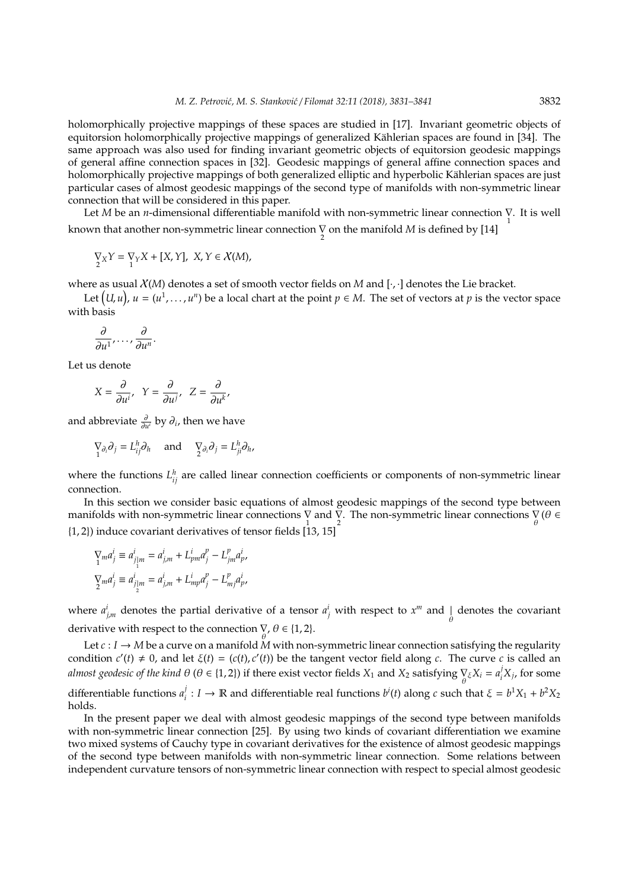holomorphically projective mappings of these spaces are studied in [17]. Invariant geometric objects of equitorsion holomorphically projective mappings of generalized Kählerian spaces are found in [34]. The same approach was also used for finding invariant geometric objects of equitorsion geodesic mappings of general affine connection spaces in [32]. Geodesic mappings of general affine connection spaces and holomorphically projective mappings of both generalized elliptic and hyperbolic Kählerian spaces are just particular cases of almost geodesic mappings of the second type of manifolds with non-symmetric linear connection that will be considered in this paper.

Let $M$ be an $n$-dimensional differentiable manifold with non-symmetric linear connection $\underset{1}{\nabla}$. It is well known that another non-symmetric linear connection $\underset{2}{\nabla}$ on the manifold $M$ is defined by [14]

$$\underset{2}{\nabla}_X Y = \underset{1}{\nabla}_Y X + [X, Y], \ \ X, Y \in \mathcal{X}(M),$$

where as usual $\mathcal{X}(M)$ denotes a set of smooth vector fields on $M$ and $[\cdot, \cdot]$ denotes the Lie bracket.

Let $\big(U, u\big)$, $u = (u^1, \dots, u^n)$ be a local chart at the point $p \in M$. The set of vectors at $p$ is the vector space with basis

$$\frac{\partial}{\partial u^1}, \dots, \frac{\partial}{\partial u^n}.$$

Let us denote

$$X = \frac{\partial}{\partial u^i}, \ \ Y = \frac{\partial}{\partial u^j}, \ \ Z = \frac{\partial}{\partial u^k},$$

and abbreviate $\frac{\partial}{\partial u^i}$ by $\partial_i$, then we have

$$\underset{1}{\nabla}_{\partial_i} \partial_j = L^h_{ij} \partial_h \quad \text{and} \quad \underset{2}{\nabla}_{\partial_i} \partial_j = L^h_{ji} \partial_h,$$

where the functions $L^h_{ij}$ are called linear connection coefficients or components of non-symmetric linear connection.

In this section we consider basic equations of almost geodesic mappings of the second type between manifolds with non-symmetric linear connections $\underset{1}{\nabla}$ and $\underset{2}{\nabla}$. The non-symmetric linear connections $\underset{\theta}{\nabla}$ ($\theta \in \{1, 2\}$) induce covariant derivatives of tensor fields [13, 15]

$$\underset{1}{\nabla}_m a^i_j \equiv a^i_{j\underset{1}{|}m} = a^i_{j,m} + L^i_{pm} a^p_j - L^p_{jm} a^i_p,$$

$$\underset{2}{\nabla}_m a^i_j \equiv a^i_{j\underset{2}{|}m} = a^i_{j,m} + L^i_{mp} a^p_j - L^p_{mj} a^i_p,$$

where $a^i_{j,m}$ denotes the partial derivative of a tensor $a^i_j$ with respect to $x^m$ and $\underset{\theta}{|}$ denotes the covariant derivative with respect to the connection $\underset{\theta}{\nabla}$, $\theta \in \{1, 2\}$.

Let $c : I \to M$ be a curve on a manifold $M$ with non-symmetric linear connection satisfying the regularity condition $c'(t) \neq 0$, and let $\xi(t) = (c(t), c'(t))$ be the tangent vector field along $c$. The curve $c$ is called an *almost geodesic of the kind* $\theta$ ($\theta \in \{1, 2\}$) if there exist vector fields $X_1$ and $X_2$ satisfying $\underset{\theta}{\nabla}_\xi X_i = a^j_i X_j$, for some differentiable functions $a^j_i : I \to \mathbb{R}$ and differentiable real functions $b^i(t)$ along $c$ such that $\xi = b^1 X_1 + b^2 X_2$ holds.

In the present paper we deal with almost geodesic mappings of the second type between manifolds with non-symmetric linear connection [25]. By using two kinds of covariant differentiation we examine two mixed systems of Cauchy type in covariant derivatives for the existence of almost geodesic mappings of the second type between manifolds with non-symmetric linear connection. Some relations between independent curvature tensors of non-symmetric linear connection with respect to special almost geodesic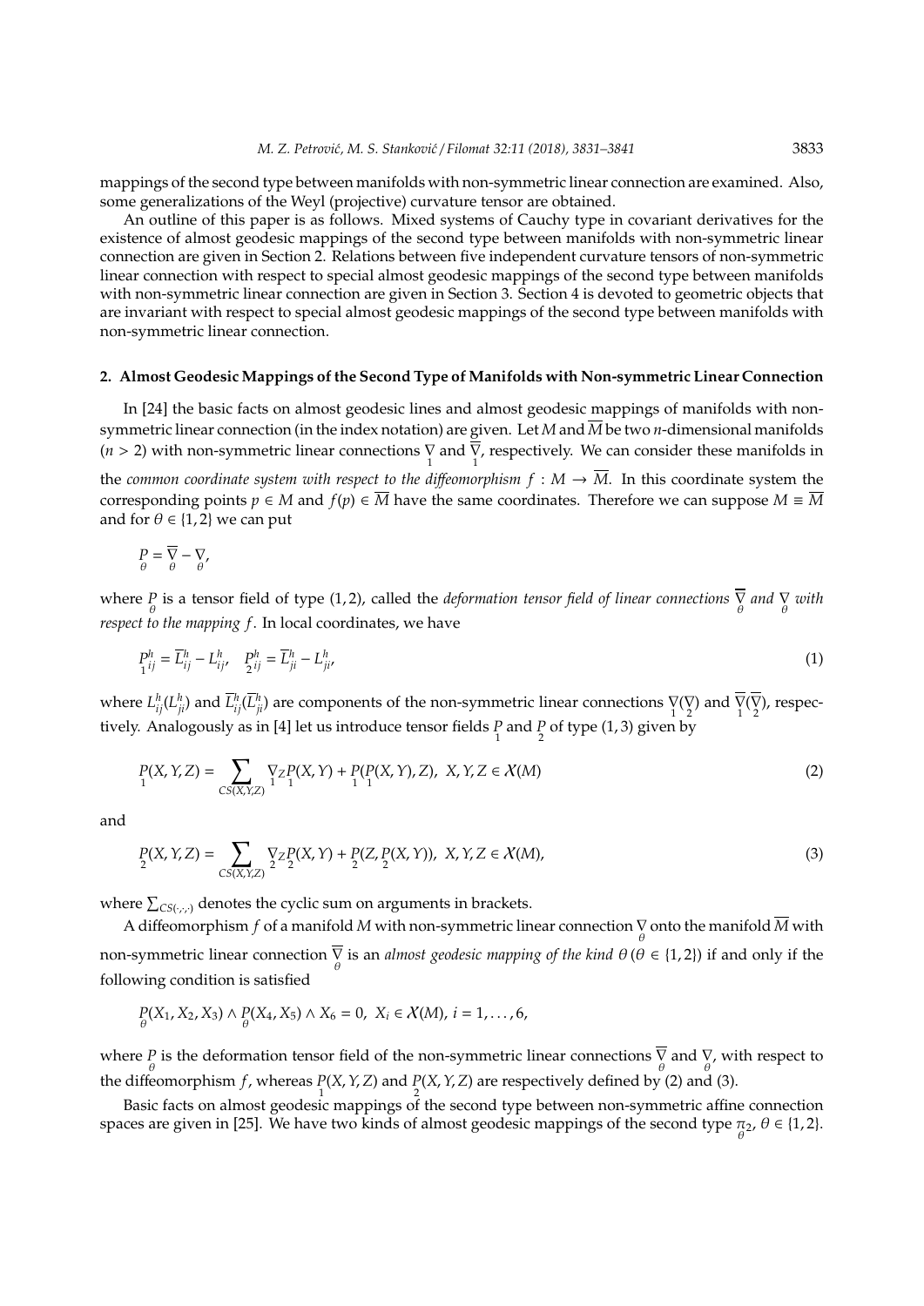mappings of the second type between manifolds with non-symmetric linear connection are examined. Also, some generalizations of the Weyl (projective) curvature tensor are obtained.

An outline of this paper is as follows. Mixed systems of Cauchy type in covariant derivatives for the existence of almost geodesic mappings of the second type between manifolds with non-symmetric linear connection are given in Section 2. Relations between five independent curvature tensors of non-symmetric linear connection with respect to special almost geodesic mappings of the second type between manifolds with non-symmetric linear connection are given in Section 3. Section 4 is devoted to geometric objects that are invariant with respect to special almost geodesic mappings of the second type between manifolds with non-symmetric linear connection.

## 2. Almost Geodesic Mappings of the Second Type of Manifolds with Non-symmetric Linear Connection

In [24] the basic facts on almost geodesic lines and almost geodesic mappings of manifolds with non-symmetric linear connection (in the index notation) are given. Let $M$ and $\overline{M}$ be two $n$-dimensional manifolds ($n > 2$) with non-symmetric linear connections $\underset{1}{\nabla}$ and $\underset{1}{\overline{\nabla}}$, respectively. We can consider these manifolds in the *common coordinate system with respect to the diffeomorphism* $f : M \to \overline{M}$. In this coordinate system the corresponding points $p \in M$ and $f(p) \in \overline{M}$ have the same coordinates. Therefore we can suppose $M \equiv \overline{M}$ and for $\theta \in \{1, 2\}$ we can put

$$\underset{\theta}{P} = \underset{\theta}{\overline{\nabla}} - \underset{\theta}{\nabla},$$

where $\underset{\theta}{P}$ is a tensor field of type $(1, 2)$, called the *deformation tensor field of linear connections* $\underset{\theta}{\overline{\nabla}}$ *and* $\underset{\theta}{\nabla}$ *with respect to the mapping* $f$. In local coordinates, we have

$$\underset{1}{P}{}^h_{ij} = \overline{L}^h_{ij} - L^h_{ij}, \quad \underset{2}{P}{}^h_{ij} = \overline{L}^h_{ji} - L^h_{ji}, \tag{1}$$

where $L^h_{ij}(L^h_{ji})$ and $\overline{L}^h_{ij}(\overline{L}^h_{ji})$ are components of the non-symmetric linear connections $\underset{1}{\nabla}(\underset{2}{\nabla})$ and $\underset{1}{\overline{\nabla}}(\underset{2}{\overline{\nabla}})$, respectively. Analogously as in [4] let us introduce tensor fields $\underset{1}{P}$ and $\underset{2}{P}$ of type $(1, 3)$ given by

$$\underset{1}{P}(X, Y, Z) = \sum_{CS(X,Y,Z)} \underset{1}{\nabla}_Z \underset{1}{P}(X, Y) + \underset{1}{P}(\underset{1}{P}(X, Y), Z), \;\; X, Y, Z \in \mathcal{X}(M) \tag{2}$$

and

$$\underset{2}{P}(X, Y, Z) = \sum_{CS(X,Y,Z)} \underset{2}{\nabla}_Z \underset{2}{P}(X, Y) + \underset{2}{P}(Z, \underset{2}{P}(X, Y)), \;\; X, Y, Z \in \mathcal{X}(M), \tag{3}$$

where $\sum_{CS(\cdot,\cdot,\cdot)}$ denotes the cyclic sum on arguments in brackets.

A diffeomorphism $f$ of a manifold $M$ with non-symmetric linear connection $\underset{\theta}{\nabla}$ onto the manifold $\overline{M}$ with non-symmetric linear connection $\underset{\theta}{\overline{\nabla}}$ is an *almost geodesic mapping of the kind* $\theta$ $(\theta \in \{1, 2\})$ if and only if the following condition is satisfied

$$\underset{\theta}{P}(X_1, X_2, X_3) \wedge \underset{\theta}{P}(X_4, X_5) \wedge X_6 = 0, \;\; X_i \in \mathcal{X}(M), \; i = 1, \ldots, 6,$$

where $\underset{\theta}{P}$ is the deformation tensor field of the non-symmetric linear connections $\underset{\theta}{\overline{\nabla}}$ and $\underset{\theta}{\nabla}$, with respect to the diffeomorphism $f$, whereas $\underset{1}{P}(X, Y, Z)$ and $\underset{2}{P}(X, Y, Z)$ are respectively defined by (2) and (3).

Basic facts on almost geodesic mappings of the second type between non-symmetric affine connection spaces are given in [25]. We have two kinds of almost geodesic mappings of the second type $\underset{\theta}{\pi}_2$, $\theta \in \{1, 2\}$.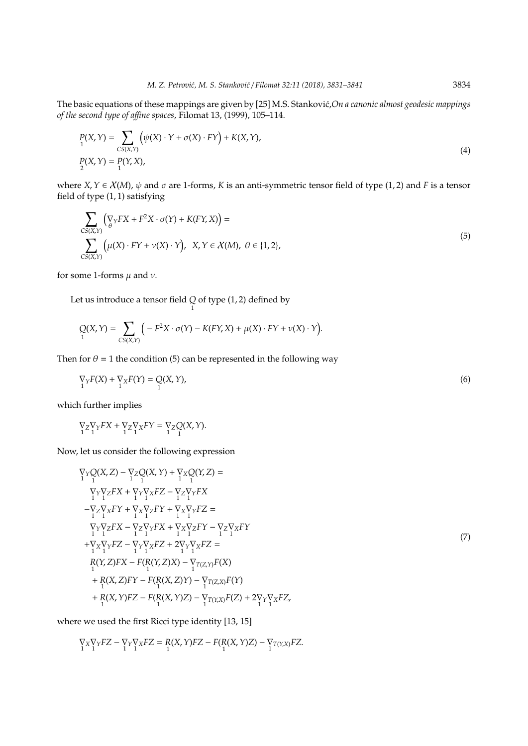The basic equations of these mappings are given by [25] M.S. Stanković, *On a canonic almost geodesic mappings of the second type of affine spaces*, Filomat 13, (1999), 105–114.

$$
\begin{aligned}
&\underset{1}{P}(X,Y) = \sum_{CS(X,Y)} \Big(\psi(X)\cdot Y + \sigma(X)\cdot FY\Big) + K(X,Y),\\
&\underset{2}{P}(X,Y) = \underset{1}{P}(Y,X),
\end{aligned}
\tag{4}
$$

where $X, Y \in \mathcal{X}(M)$, $\psi$ and $\sigma$ are 1-forms, $K$ is an anti-symmetric tensor field of type $(1,2)$ and $F$ is a tensor field of type $(1,1)$ satisfying

$$
\begin{aligned}
&\sum_{CS(X,Y)} \Big(\underset{\theta}{\nabla}_Y FX + F^2X\cdot\sigma(Y) + K(FY,X)\Big) =\\
&\sum_{CS(X,Y)} \Big(\mu(X)\cdot FY + \nu(X)\cdot Y\Big), \quad X,Y\in\mathcal{X}(M),\ \theta\in\{1,2\},
\end{aligned}
\tag{5}
$$

for some 1-forms $\mu$ and $\nu$.

Let us introduce a tensor field $\underset{1}{Q}$ of type $(1,2)$ defined by

$$
\underset{1}{Q}(X,Y) = \sum_{CS(X,Y)} \Big(-F^2X\cdot\sigma(Y) - K(FY,X) + \mu(X)\cdot FY + \nu(X)\cdot Y\Big).
$$

Then for $\theta = 1$ the condition (5) can be represented in the following way

$$
\underset{1}{\nabla}_Y F(X) + \underset{1}{\nabla}_X F(Y) = \underset{1}{Q}(X,Y),
\tag{6}
$$

which further implies

$$
\underset{1}{\nabla}_Z\underset{1}{\nabla}_Y FX + \underset{1}{\nabla}_Z\underset{1}{\nabla}_X FY = \underset{1}{\nabla}_Z\underset{1}{Q}(X,Y).
$$

Now, let us consider the following expression

$$
\begin{aligned}
&\underset{1}{\nabla}_Y\underset{1}{Q}(X,Z) - \underset{1}{\nabla}_Z\underset{1}{Q}(X,Y) + \underset{1}{\nabla}_X\underset{1}{Q}(Y,Z) =\\
&\quad \underset{1}{\nabla}_Y\underset{1}{\nabla}_Z FX + \underset{1}{\nabla}_Y\underset{1}{\nabla}_X FZ - \underset{1}{\nabla}_Z\underset{1}{\nabla}_Y FX\\
&\quad -\underset{1}{\nabla}_Z\underset{1}{\nabla}_X FY + \underset{1}{\nabla}_X\underset{1}{\nabla}_Z FY + \underset{1}{\nabla}_X\underset{1}{\nabla}_Y FZ =\\
&\quad \underset{1}{\nabla}_Y\underset{1}{\nabla}_Z FX - \underset{1}{\nabla}_Z\underset{1}{\nabla}_Y FX + \underset{1}{\nabla}_X\underset{1}{\nabla}_Z FY - \underset{1}{\nabla}_Z\underset{1}{\nabla}_X FY\\
&\quad +\underset{1}{\nabla}_X\underset{1}{\nabla}_Y FZ - \underset{1}{\nabla}_Y\underset{1}{\nabla}_X FZ + 2\underset{1}{\nabla}_Y\underset{1}{\nabla}_X FZ =\\
&\quad \underset{1}{R}(Y,Z)FX - F(\underset{1}{R}(Y,Z)X) - \underset{1}{\nabla}_{T(Z,Y)}F(X)\\
&\quad + \underset{1}{R}(X,Z)FY - F(\underset{1}{R}(X,Z)Y) - \underset{1}{\nabla}_{T(Z,X)}F(Y)\\
&\quad + \underset{1}{R}(X,Y)FZ - F(\underset{1}{R}(X,Y)Z) - \underset{1}{\nabla}_{T(Y,X)}F(Z) + 2\underset{1}{\nabla}_Y\underset{1}{\nabla}_X FZ,
\end{aligned}
\tag{7}
$$

where we used the first Ricci type identity [13, 15]

$$
\underset{1}{\nabla}_X\underset{1}{\nabla}_Y FZ - \underset{1}{\nabla}_Y\underset{1}{\nabla}_X FZ = \underset{1}{R}(X,Y)FZ - F(\underset{1}{R}(X,Y)Z) - \underset{1}{\nabla}_{T(Y,X)}FZ.
$$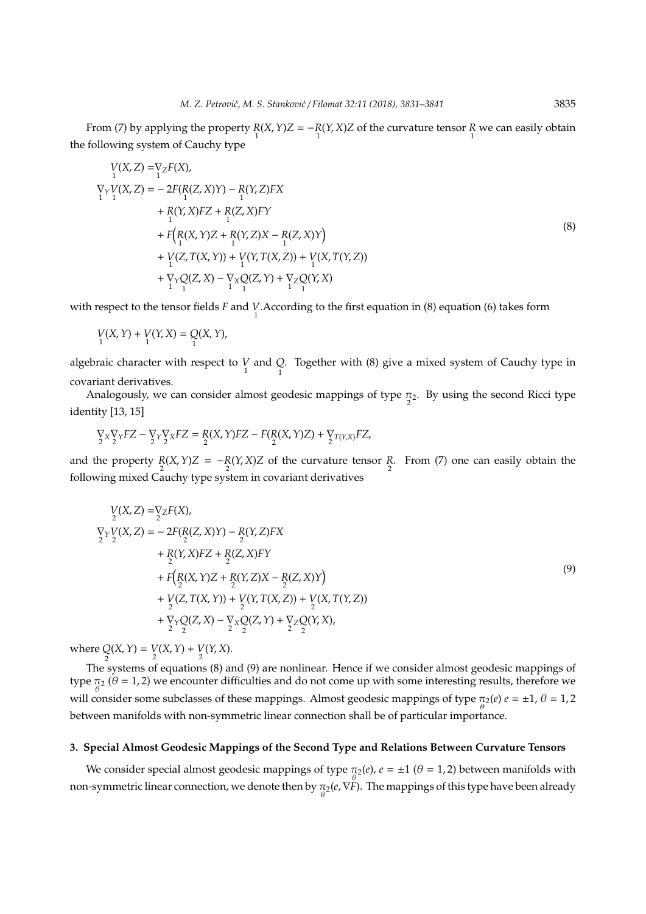From (7) by applying the property $\underset{1}{R}(X,Y)Z = -\underset{1}{R}(Y,X)Z$ of the curvature tensor $\underset{1}{R}$ we can easily obtain the following system of Cauchy type

$$
\begin{aligned}
\underset{1}{V}(X,Z) =& \underset{1}{\nabla}_Z F(X),\\
\underset{1}{\nabla}_Y \underset{1}{V}(X,Z) =& -2F(\underset{1}{R}(Z,X)Y) - \underset{1}{R}(Y,Z)FX\\
&+ \underset{1}{R}(Y,X)FZ + \underset{1}{R}(Z,X)FY\\
&+ F\Big(\underset{1}{R}(X,Y)Z + \underset{1}{R}(Y,Z)X - \underset{1}{R}(Z,X)Y\Big)\\
&+ \underset{1}{V}(Z,T(X,Y)) + \underset{1}{V}(Y,T(X,Z)) + \underset{1}{V}(X,T(Y,Z))\\
&+ \underset{1}{\nabla}_Y \underset{1}{Q}(Z,X) - \underset{1}{\nabla}_X \underset{1}{Q}(Z,Y) + \underset{1}{\nabla}_Z \underset{1}{Q}(Y,X)
\end{aligned}
\tag{8}
$$

with respect to the tensor fields $F$ and $\underset{1}{V}$. According to the first equation in (8) equation (6) takes form

$$\underset{1}{V}(X,Y) + \underset{1}{V}(Y,X) = \underset{1}{Q}(X,Y),$$

algebraic character with respect to $\underset{1}{V}$ and $\underset{1}{Q}$. Together with (8) give a mixed system of Cauchy type in covariant derivatives.

Analogously, we can consider almost geodesic mappings of type $\underset{2}{\pi}_2$. By using the second Ricci type identity [13, 15]

$$\underset{2}{\nabla}_X \underset{2}{\nabla}_Y FZ - \underset{2}{\nabla}_Y \underset{2}{\nabla}_X FZ = \underset{2}{R}(X,Y)FZ - F(\underset{2}{R}(X,Y)Z) + \underset{2}{\nabla}_{T(Y,X)} FZ,$$

and the property $\underset{2}{R}(X,Y)Z = -\underset{2}{R}(Y,X)Z$ of the curvature tensor $\underset{2}{R}$. From (7) one can easily obtain the following mixed Cauchy type system in covariant derivatives

$$
\begin{aligned}
\underset{2}{V}(X,Z) =& \underset{2}{\nabla}_Z F(X),\\
\underset{2}{\nabla}_Y \underset{2}{V}(X,Z) =& -2F(\underset{2}{R}(Z,X)Y) - \underset{2}{R}(Y,Z)FX\\
&+ \underset{2}{R}(Y,X)FZ + \underset{2}{R}(Z,X)FY\\
&+ F\Big(\underset{2}{R}(X,Y)Z + \underset{2}{R}(Y,Z)X - \underset{2}{R}(Z,X)Y\Big)\\
&+ \underset{2}{V}(Z,T(X,Y)) + \underset{2}{V}(Y,T(X,Z)) + \underset{2}{V}(X,T(Y,Z))\\
&+ \underset{2}{\nabla}_Y \underset{2}{Q}(Z,X) - \underset{2}{\nabla}_X \underset{2}{Q}(Z,Y) + \underset{2}{\nabla}_Z \underset{2}{Q}(Y,X),
\end{aligned}
\tag{9}
$$

where $\underset{2}{Q}(X,Y) = \underset{2}{V}(X,Y) + \underset{2}{V}(Y,X)$.

The systems of equations (8) and (9) are nonlinear. Hence if we consider almost geodesic mappings of type $\underset{\theta}{\pi}_2$ ($\theta = 1,2$) we encounter difficulties and do not come up with some interesting results, therefore we will consider some subclasses of these mappings. Almost geodesic mappings of type $\underset{\theta}{\pi}_2(e)$ $e = \pm 1$, $\theta = 1,2$ between manifolds with non-symmetric linear connection shall be of particular importance.

## 3. Special Almost Geodesic Mappings of the Second Type and Relations Between Curvature Tensors

We consider special almost geodesic mappings of type $\underset{\theta}{\pi}_2(e)$, $e = \pm 1$ ($\theta = 1,2$) between manifolds with non-symmetric linear connection, we denote then by $\underset{\theta}{\pi}_2(e, \nabla F)$. The mappings of this type have been already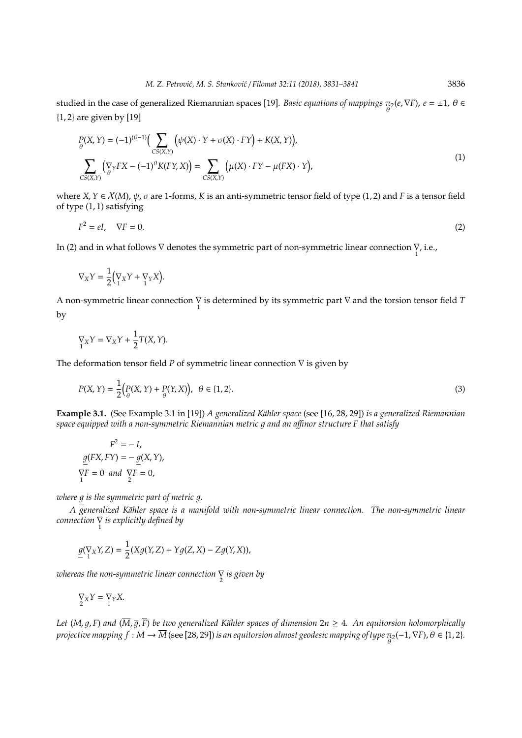studied in the case of generalized Riemannian spaces [19]. *Basic equations of mappings* $\underset{\theta}{\pi}_2(e, \nabla F)$, $e = \pm 1$, $\theta \in \{1, 2\}$ are given by [19]

$$
\begin{aligned}
&\underset{\theta}{P}(X, Y) = (-1)^{(\theta-1)}\Big( \sum_{CS(X,Y)} \Big(\psi(X) \cdot Y + \sigma(X) \cdot FY\Big) + K(X, Y)\Big),\\
&\sum_{CS(X,Y)} \Big(\underset{\theta}{\nabla}_Y FX - (-1)^{\theta} K(FY, X)\Big) = \sum_{CS(X,Y)} \Big(\mu(X) \cdot FY - \mu(FX) \cdot Y\Big),
\end{aligned}
\tag{1}
$$

where $X, Y \in \mathcal{X}(M)$, $\psi$, $\sigma$ are 1-forms, $K$ is an anti-symmetric tensor field of type $(1, 2)$ and $F$ is a tensor field of type $(1, 1)$ satisfying

$$
F^2 = eI, \quad \nabla F = 0. \tag{2}
$$

In (2) and in what follows $\nabla$ denotes the symmetric part of non-symmetric linear connection $\underset{1}{\nabla}$, i.e.,

$$
\nabla_X Y = \frac{1}{2}\Big(\underset{1}{\nabla}_X Y + \underset{1}{\nabla}_Y X\Big).
$$

A non-symmetric linear connection $\underset{1}{\nabla}$ is determined by its symmetric part $\nabla$ and the torsion tensor field $T$ by

$$
\underset{1}{\nabla}_X Y = \nabla_X Y + \frac{1}{2} T(X, Y).
$$

The deformation tensor field $P$ of symmetric linear connection $\nabla$ is given by

$$
P(X, Y) = \frac{1}{2}\Big(\underset{\theta}{P}(X, Y) + \underset{\theta}{P}(Y, X)\Big), \ \ \theta \in \{1, 2\}. \tag{3}
$$

**Example 3.1.** (See Example 3.1 in [19]) *A generalized Kähler space* (see [16, 28, 29]) *is a generalized Riemannian space equipped with a non-symmetric Riemannian metric $g$ and an affinor structure $F$ that satisfy*

$$
\begin{aligned}
&F^2 = -I,\\
&\underline{g}(FX, FY) = -\underline{g}(X, Y),\\
&\underset{1}{\nabla} F = 0 \ \text{ and } \ \underset{2}{\nabla} F = 0,
\end{aligned}
$$

*where $\underline{g}$ is the symmetric part of metric $g$.*

*A generalized Kähler space is a manifold with non-symmetric linear connection. The non-symmetric linear connection $\underset{1}{\nabla}$ is explicitly defined by*

$$
\underline{g}(\underset{1}{\nabla}_X Y, Z) = \frac{1}{2}(Xg(Y, Z) + Yg(Z, X) - Zg(Y, X)),
$$

*whereas the non-symmetric linear connection $\underset{2}{\nabla}$ is given by*

$$
\underset{2}{\nabla}_X Y = \underset{1}{\nabla}_Y X.
$$

*Let $(M, g, F)$ and $(\overline{M}, \overline{g}, \overline{F})$ be two generalized Kähler spaces of dimension $2n \geq 4$. An equitorsion holomorphically projective mapping $f : M \to \overline{M}$* (see [28, 29]) *is an equitorsion almost geodesic mapping of type $\underset{\theta}{\pi}_2(-1, \nabla F)$, $\theta \in \{1, 2\}$.*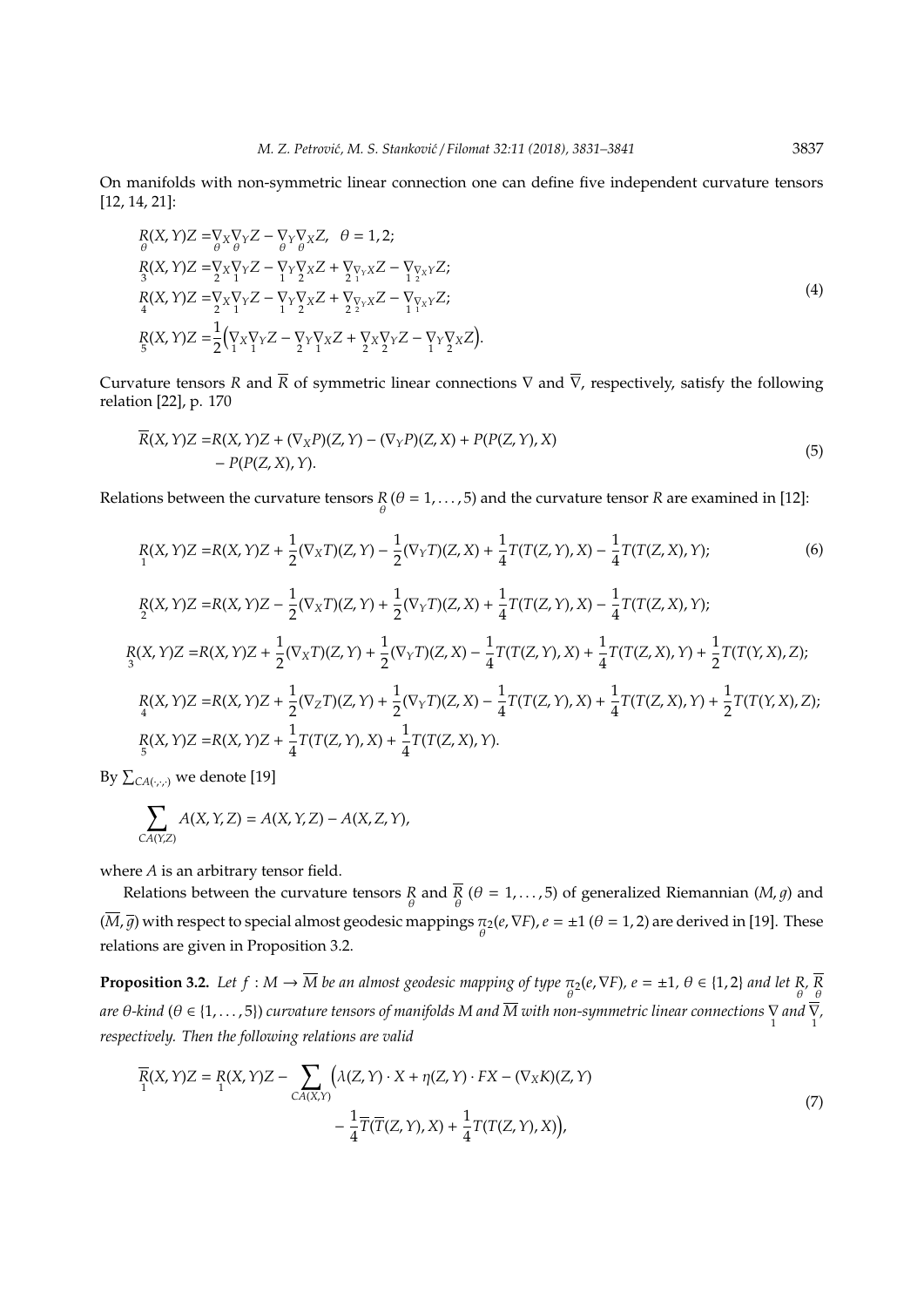On manifolds with non-symmetric linear connection one can define five independent curvature tensors [12, 14, 21]:

$$
\begin{aligned}
\underset{\theta}{R}(X,Y)Z =& \underset{\theta}{\nabla}_X \underset{\theta}{\nabla}_Y Z - \underset{\theta}{\nabla}_Y \underset{\theta}{\nabla}_X Z, \quad \theta = 1,2;\\
\underset{3}{R}(X,Y)Z =& \underset{2}{\nabla}_X \underset{1}{\nabla}_Y Z - \underset{1}{\nabla}_Y \underset{2}{\nabla}_X Z + \underset{2}{\nabla}_{\underset{1}{\nabla}_Y X} Z - \underset{1}{\nabla}_{\underset{2}{\nabla}_X Y} Z;\\
\underset{4}{R}(X,Y)Z =& \underset{2}{\nabla}_X \underset{1}{\nabla}_Y Z - \underset{1}{\nabla}_Y \underset{2}{\nabla}_X Z + \underset{2}{\nabla}_{\underset{2}{\nabla}_Y X} Z - \underset{1}{\nabla}_{\underset{1}{\nabla}_X Y} Z;\\
\underset{5}{R}(X,Y)Z =& \frac{1}{2}\Big( \underset{1}{\nabla}_X \underset{1}{\nabla}_Y Z - \underset{2}{\nabla}_Y \underset{1}{\nabla}_X Z + \underset{2}{\nabla}_X \underset{2}{\nabla}_Y Z - \underset{1}{\nabla}_Y \underset{2}{\nabla}_X Z\Big).
\end{aligned}
\tag{4}
$$

Curvature tensors $R$ and $\overline{R}$ of symmetric linear connections $\nabla$ and $\overline{\nabla}$, respectively, satisfy the following relation [22], p. 170

$$
\begin{aligned}
\overline{R}(X,Y)Z =& R(X,Y)Z + (\nabla_X P)(Z,Y) - (\nabla_Y P)(Z,X) + P(P(Z,Y),X)\\
&- P(P(Z,X),Y).
\end{aligned}
\tag{5}
$$

Relations between the curvature tensors $\underset{\theta}{R}\,(\theta = 1,\dots,5)$ and the curvature tensor $R$ are examined in [12]:

$$
\underset{1}{R}(X,Y)Z = R(X,Y)Z + \frac{1}{2}(\nabla_X T)(Z,Y) - \frac{1}{2}(\nabla_Y T)(Z,X) + \frac{1}{4}T(T(Z,Y),X) - \frac{1}{4}T(T(Z,X),Y); \tag{6}
$$

$$
\underset{2}{R}(X,Y)Z = R(X,Y)Z - \frac{1}{2}(\nabla_X T)(Z,Y) + \frac{1}{2}(\nabla_Y T)(Z,X) + \frac{1}{4}T(T(Z,Y),X) - \frac{1}{4}T(T(Z,X),Y);
$$

$$
\underset{3}{R}(X,Y)Z = R(X,Y)Z + \frac{1}{2}(\nabla_X T)(Z,Y) + \frac{1}{2}(\nabla_Y T)(Z,X) - \frac{1}{4}T(T(Z,Y),X) + \frac{1}{4}T(T(Z,X),Y) + \frac{1}{2}T(T(Y,X),Z);
$$

$$
\underset{4}{R}(X,Y)Z = R(X,Y)Z + \frac{1}{2}(\nabla_Z T)(Z,Y) + \frac{1}{2}(\nabla_Y T)(Z,X) - \frac{1}{4}T(T(Z,Y),X) + \frac{1}{4}T(T(Z,X),Y) + \frac{1}{2}T(T(Y,X),Z);
$$

$$
\underset{5}{R}(X,Y)Z = R(X,Y)Z + \frac{1}{4}T(T(Z,Y),X) + \frac{1}{4}T(T(Z,X),Y).
$$

By $\sum_{CA(\cdot,\cdot,\cdot)}$ we denote [19]

$$
\sum_{CA(Y,Z)} A(X,Y,Z) = A(X,Y,Z) - A(X,Z,Y),
$$

where $A$ is an arbitrary tensor field.

Relations between the curvature tensors $\underset{\theta}{R}$ and $\underset{\theta}{\overline{R}}$ $(\theta = 1,\dots,5)$ of generalized Riemannian $(M,g)$ and $(\overline{M},\overline{g})$ with respect to special almost geodesic mappings $\underset{\theta}{\pi}_2(e,\nabla F)$, $e = \pm 1$ $(\theta = 1,2)$ are derived in [19]. These relations are given in Proposition 3.2.

**Proposition 3.2.** *Let $f : M \to \overline{M}$ be an almost geodesic mapping of type $\underset{\theta}{\pi}_2(e,\nabla F)$, $e = \pm 1$, $\theta \in \{1,2\}$ and let $\underset{\theta}{R}$, $\underset{\theta}{\overline{R}}$ are $\theta$-kind $(\theta \in \{1,\dots,5\})$ curvature tensors of manifolds $M$ and $\overline{M}$ with non-symmetric linear connections $\underset{1}{\nabla}$ and $\underset{1}{\overline{\nabla}}$, respectively. Then the following relations are valid*

$$
\begin{aligned}
\underset{1}{\overline{R}}(X,Y)Z = \underset{1}{R}(X,Y)Z - \sum_{CA(X,Y)} \Big(& \lambda(Z,Y)\cdot X + \eta(Z,Y)\cdot FX - (\nabla_X K)(Z,Y)\\
&- \frac{1}{4}\overline{T}(\overline{T}(Z,Y),X) + \frac{1}{4}T(T(Z,Y),X)\Big),
\end{aligned}
\tag{7}
$$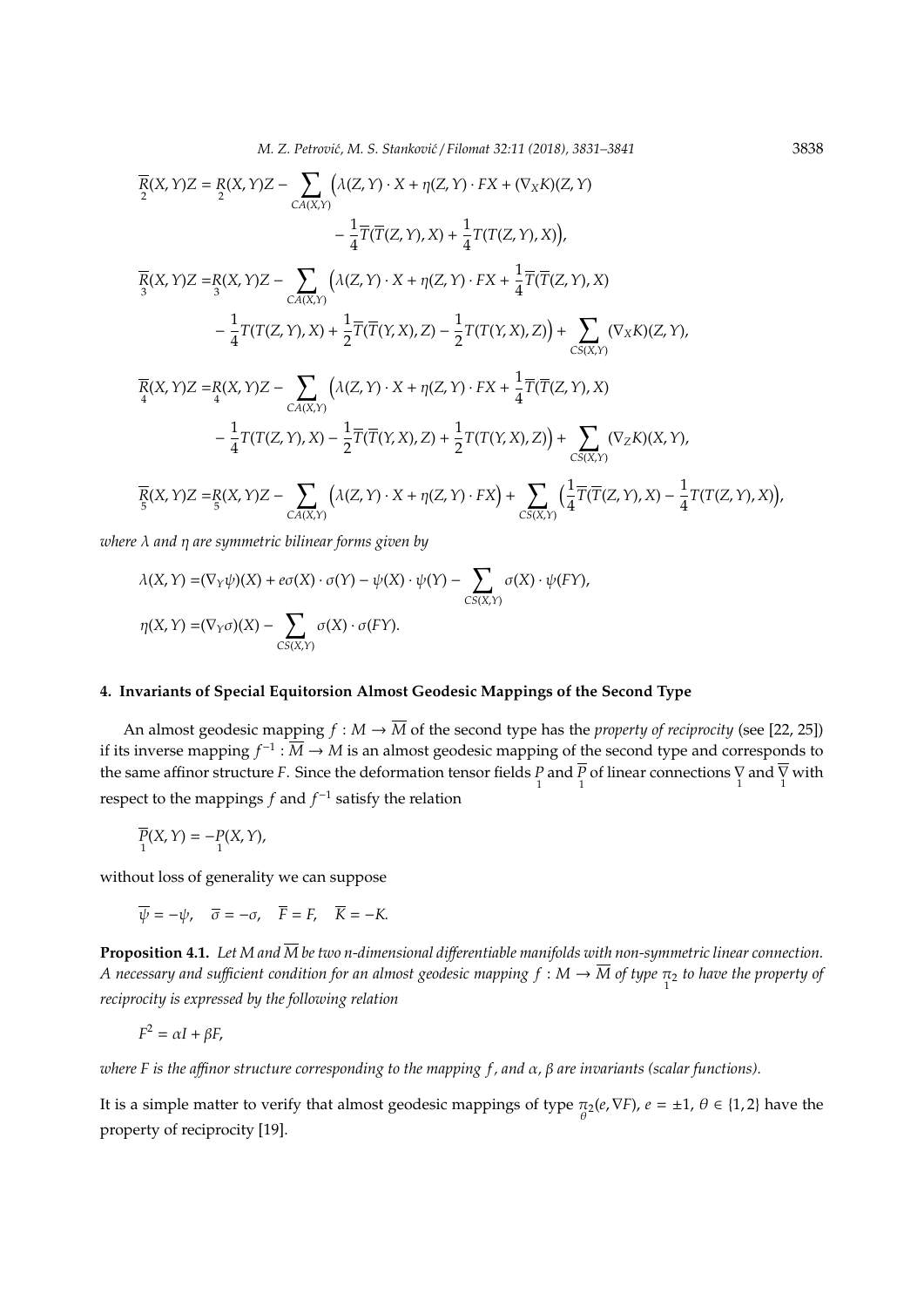$$\underset{2}{\overline{R}}(X,Y)Z = \underset{2}{R}(X,Y)Z - \sum_{CA(X,Y)} \Big(\lambda(Z,Y)\cdot X + \eta(Z,Y)\cdot FX + (\nabla_X K)(Z,Y) - \frac{1}{4}\overline{T}(\overline{T}(Z,Y),X) + \frac{1}{4}T(T(Z,Y),X)\Big),$$

$$\underset{3}{\overline{R}}(X,Y)Z = \underset{3}{R}(X,Y)Z - \sum_{CA(X,Y)} \Big(\lambda(Z,Y)\cdot X + \eta(Z,Y)\cdot FX + \frac{1}{4}\overline{T}(\overline{T}(Z,Y),X) - \frac{1}{4}T(T(Z,Y),X) + \frac{1}{2}\overline{T}(\overline{T}(Y,X),Z) - \frac{1}{2}T(T(Y,X),Z)\Big) + \sum_{CS(X,Y)} (\nabla_X K)(Z,Y),$$

$$\underset{4}{\overline{R}}(X,Y)Z = \underset{4}{R}(X,Y)Z - \sum_{CA(X,Y)} \Big(\lambda(Z,Y)\cdot X + \eta(Z,Y)\cdot FX + \frac{1}{4}\overline{T}(\overline{T}(Z,Y),X) - \frac{1}{4}T(T(Z,Y),X) - \frac{1}{2}\overline{T}(\overline{T}(Y,X),Z) + \frac{1}{2}T(T(Y,X),Z)\Big) + \sum_{CS(X,Y)} (\nabla_Z K)(X,Y),$$

$$\underset{5}{\overline{R}}(X,Y)Z = \underset{5}{R}(X,Y)Z - \sum_{CA(X,Y)} \Big(\lambda(Z,Y)\cdot X + \eta(Z,Y)\cdot FX\Big) + \sum_{CS(X,Y)} \Big(\frac{1}{4}\overline{T}(\overline{T}(Z,Y),X) - \frac{1}{4}T(T(Z,Y),X)\Big),$$

*where $\lambda$ and $\eta$ are symmetric bilinear forms given by*

$$\lambda(X,Y) = (\nabla_Y \psi)(X) + e\sigma(X)\cdot\sigma(Y) - \psi(X)\cdot\psi(Y) - \sum_{CS(X,Y)} \sigma(X)\cdot\psi(FY),$$

$$\eta(X,Y) = (\nabla_Y \sigma)(X) - \sum_{CS(X,Y)} \sigma(X)\cdot\sigma(FY).$$

## 4. Invariants of Special Equitorsion Almost Geodesic Mappings of the Second Type

An almost geodesic mapping $f : M \to \overline{M}$ of the second type has the *property of reciprocity* (see [22, 25]) if its inverse mapping $f^{-1} : \overline{M} \to M$ is an almost geodesic mapping of the second type and corresponds to the same affinor structure $F$. Since the deformation tensor fields $\underset{1}{P}$ and $\underset{1}{\overline{P}}$ of linear connections $\underset{1}{\nabla}$ and $\underset{1}{\overline{\nabla}}$ with respect to the mappings $f$ and $f^{-1}$ satisfy the relation

$$\underset{1}{\overline{P}}(X,Y) = -\underset{1}{P}(X,Y),$$

without loss of generality we can suppose

$$\overline{\psi} = -\psi, \quad \overline{\sigma} = -\sigma, \quad \overline{F} = F, \quad \overline{K} = -K.$$

**Proposition 4.1.** *Let $M$ and $\overline{M}$ be two $n$-dimensional differentiable manifolds with non-symmetric linear connection. A necessary and sufficient condition for an almost geodesic mapping $f : M \to \overline{M}$ of type $\underset{1}{\pi}_2$ to have the property of reciprocity is expressed by the following relation*

$$F^2 = \alpha I + \beta F,$$

*where $F$ is the affinor structure corresponding to the mapping $f$, and $\alpha$, $\beta$ are invariants (scalar functions).*

It is a simple matter to verify that almost geodesic mappings of type $\underset{\theta}{\pi}_2(e, \nabla F)$, $e = \pm 1$, $\theta \in \{1,2\}$ have the property of reciprocity [19].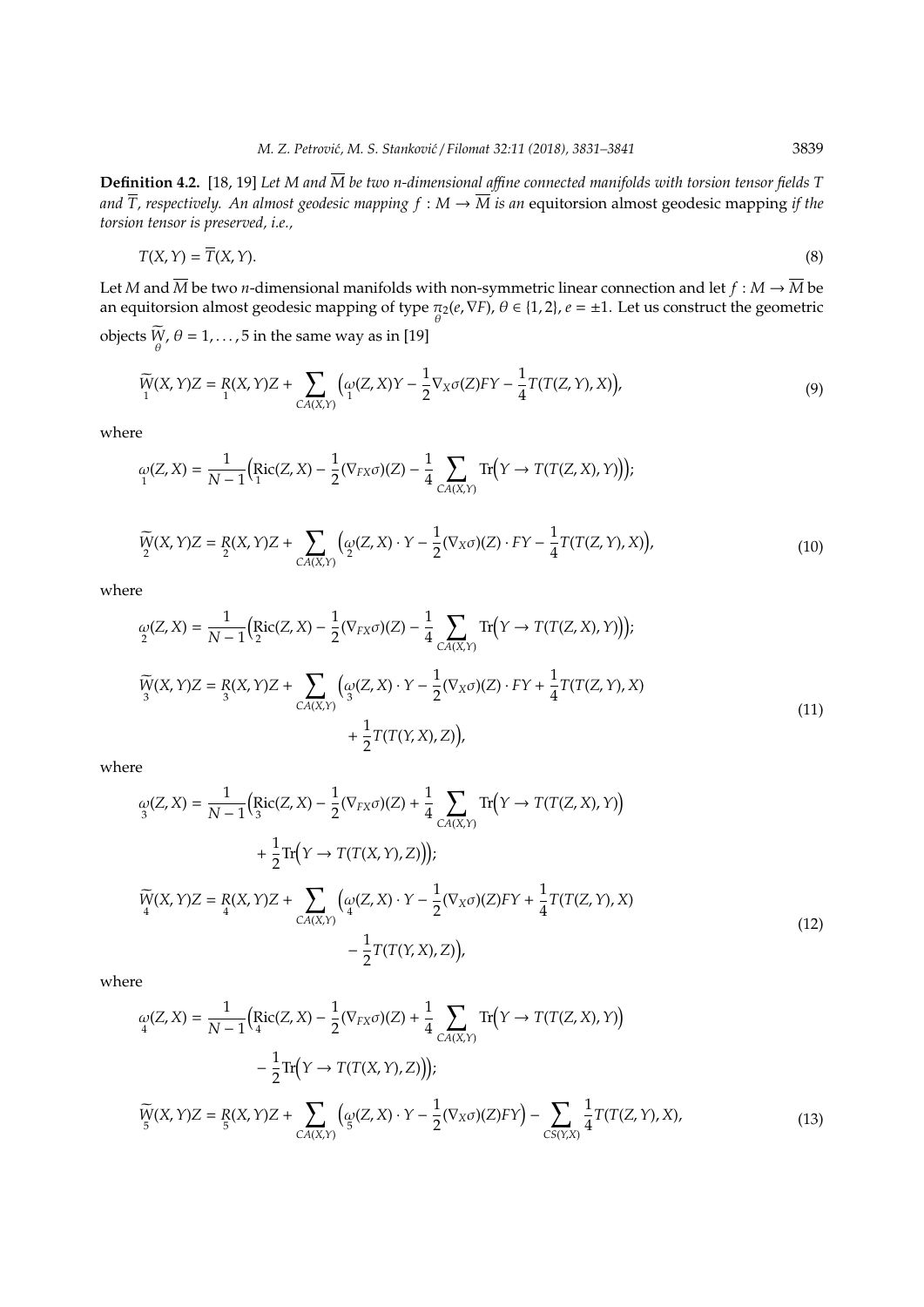**Definition 4.2.** [18, 19] *Let $M$ and $\overline{M}$ be two $n$-dimensional affine connected manifolds with torsion tensor fields $T$ and $\overline{T}$, respectively. An almost geodesic mapping $f : M \to \overline{M}$ is an* equitorsion almost geodesic mapping *if the torsion tensor is preserved, i.e.,*

$$T(X,Y) = \overline{T}(X,Y). \tag{8}$$

Let $M$ and $\overline{M}$ be two $n$-dimensional manifolds with non-symmetric linear connection and let $f : M \to \overline{M}$ be an equitorsion almost geodesic mapping of type $\underset{\theta}{\pi}_2(e, \nabla F)$, $\theta \in \{1,2\}$, $e = \pm 1$. Let us construct the geometric objects $\underset{\theta}{\widetilde{W}}$, $\theta = 1, \ldots, 5$ in the same way as in [19]

$$\underset{1}{\widetilde{W}}(X,Y)Z = \underset{1}{R}(X,Y)Z + \sum_{CA(X,Y)} \Big( \underset{1}{\omega}(Z,X)Y - \frac{1}{2}\nabla_X \sigma(Z) FY - \frac{1}{4} T(T(Z,Y),X) \Big), \tag{9}$$

where

$$\underset{1}{\omega}(Z,X) = \frac{1}{N-1}\Big( \underset{1}{\mathrm{Ric}}(Z,X) - \frac{1}{2}(\nabla_{FX}\sigma)(Z) - \frac{1}{4}\sum_{CA(X,Y)} \mathrm{Tr}\Big(Y \to T(T(Z,X),Y)\Big)\Big);$$

$$\underset{2}{\widetilde{W}}(X,Y)Z = \underset{2}{R}(X,Y)Z + \sum_{CA(X,Y)} \Big( \underset{2}{\omega}(Z,X)\cdot Y - \frac{1}{2}(\nabla_X \sigma)(Z)\cdot FY - \frac{1}{4} T(T(Z,Y),X) \Big), \tag{10}$$

where

$$\underset{2}{\omega}(Z,X) = \frac{1}{N-1}\Big( \underset{2}{\mathrm{Ric}}(Z,X) - \frac{1}{2}(\nabla_{FX}\sigma)(Z) - \frac{1}{4}\sum_{CA(X,Y)} \mathrm{Tr}\Big(Y \to T(T(Z,X),Y)\Big)\Big);$$

$$\begin{aligned}\underset{3}{\widetilde{W}}(X,Y)Z = \underset{3}{R}(X,Y)Z + \sum_{CA(X,Y)} \Big( &\underset{3}{\omega}(Z,X)\cdot Y - \frac{1}{2}(\nabla_X \sigma)(Z)\cdot FY + \frac{1}{4} T(T(Z,Y),X) \\ &+ \frac{1}{2}T(T(Y,X),Z)\Big),\end{aligned} \tag{11}$$

where

$$\begin{aligned}\underset{3}{\omega}(Z,X) = \frac{1}{N-1}\Big( &\underset{3}{\mathrm{Ric}}(Z,X) - \frac{1}{2}(\nabla_{FX}\sigma)(Z) + \frac{1}{4}\sum_{CA(X,Y)} \mathrm{Tr}\Big(Y \to T(T(Z,X),Y)\Big) \\ &+ \frac{1}{2}\mathrm{Tr}\Big(Y \to T(T(X,Y),Z)\Big)\Big);\end{aligned}$$

$$\begin{aligned}\underset{4}{\widetilde{W}}(X,Y)Z = \underset{4}{R}(X,Y)Z + \sum_{CA(X,Y)} \Big( &\underset{4}{\omega}(Z,X)\cdot Y - \frac{1}{2}(\nabla_X \sigma)(Z) FY + \frac{1}{4} T(T(Z,Y),X) \\ &- \frac{1}{2}T(T(Y,X),Z)\Big),\end{aligned} \tag{12}$$

where

$$\begin{aligned}\underset{4}{\omega}(Z,X) = \frac{1}{N-1}\Big( &\underset{4}{\mathrm{Ric}}(Z,X) - \frac{1}{2}(\nabla_{FX}\sigma)(Z) + \frac{1}{4}\sum_{CA(X,Y)} \mathrm{Tr}\Big(Y \to T(T(Z,X),Y)\Big) \\ &- \frac{1}{2}\mathrm{Tr}\Big(Y \to T(T(X,Y),Z)\Big)\Big);\end{aligned}$$

$$\underset{5}{\widetilde{W}}(X,Y)Z = \underset{5}{R}(X,Y)Z + \sum_{CA(X,Y)} \Big( \underset{5}{\omega}(Z,X)\cdot Y - \frac{1}{2}(\nabla_X \sigma)(Z) FY \Big) - \sum_{CS(Y,X)} \frac{1}{4} T(T(Z,Y),X), \tag{13}$$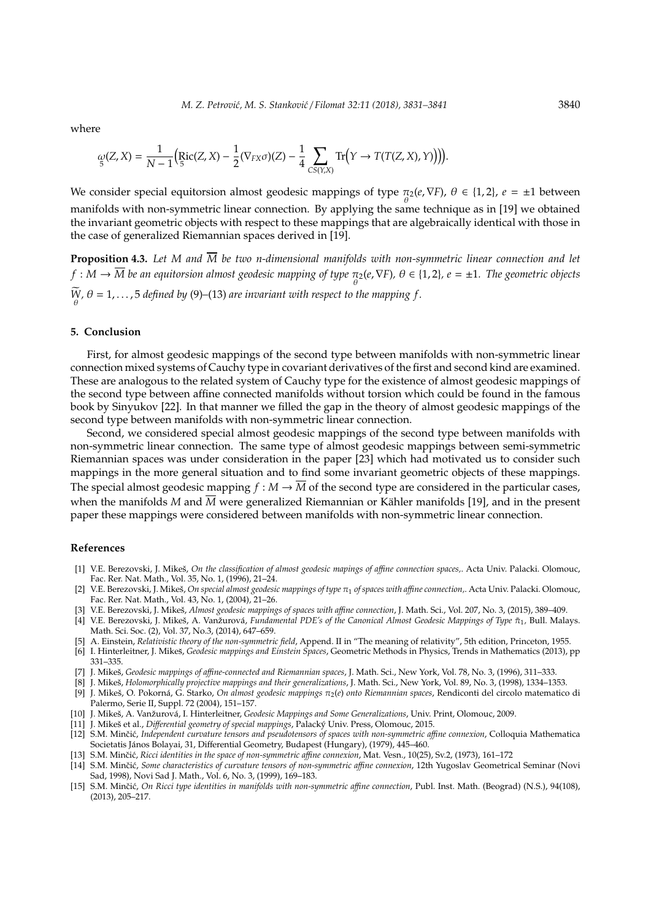where

$$\underset{5}{\omega}(Z,X) = \frac{1}{N-1}\Big(\underset{5}{\mathrm{Ric}}(Z,X) - \frac{1}{2}(\nabla_{FX}\sigma)(Z) - \frac{1}{4}\sum_{CS(Y,X)} \mathrm{Tr}\Big(Y \to T(T(Z,X),Y)\Big)\Big).$$

We consider special equitorsion almost geodesic mappings of type $\underset{\theta}{\pi_2}(e, \nabla F)$, $\theta \in \{1,2\}$, $e = \pm 1$ between manifolds with non-symmetric linear connection. By applying the same technique as in [19] we obtained the invariant geometric objects with respect to these mappings that are algebraically identical with those in the case of generalized Riemannian spaces derived in [19].

**Proposition 4.3.** *Let $M$ and $\overline{M}$ be two n-dimensional manifolds with non-symmetric linear connection and let $f : M \to \overline{M}$ be an equitorsion almost geodesic mapping of type $\underset{\theta}{\pi_2}(e, \nabla F)$, $\theta \in \{1,2\}$, $e = \pm 1$. The geometric objects $\underset{\theta}{\widetilde{W}}$, $\theta = 1, \ldots, 5$ defined by (9)–(13) are invariant with respect to the mapping $f$.*

## 5. Conclusion

First, for almost geodesic mappings of the second type between manifolds with non-symmetric linear connection mixed systems of Cauchy type in covariant derivatives of the first and second kind are examined. These are analogous to the related system of Cauchy type for the existence of almost geodesic mappings of the second type between affine connected manifolds without torsion which could be found in the famous book by Sinyukov [22]. In that manner we filled the gap in the theory of almost geodesic mappings of the second type between manifolds with non-symmetric linear connection.

Second, we considered special almost geodesic mappings of the second type between manifolds with non-symmetric linear connection. The same type of almost geodesic mappings between semi-symmetric Riemannian spaces was under consideration in the paper [23] which had motivated us to consider such mappings in the more general situation and to find some invariant geometric objects of these mappings. The special almost geodesic mapping $f : M \to \overline{M}$ of the second type are considered in the particular cases, when the manifolds $M$ and $\overline{M}$ were generalized Riemannian or Kähler manifolds [19], and in the present paper these mappings were considered between manifolds with non-symmetric linear connection.

## References

[1] V.E. Berezovski, J. Mikeš, *On the classification of almost geodesic mapings of affine connection spaces,*. Acta Univ. Palacki. Olomouc, Fac. Rer. Nat. Math., Vol. 35, No. 1, (1996), 21–24.

[2] V.E. Berezovski, J. Mikeš, *On special almost geodesic mappings of type $\pi_1$ of spaces with affine connection,*. Acta Univ. Palacki. Olomouc, Fac. Rer. Nat. Math., Vol. 43, No. 1, (2004), 21–26.

[3] V.E. Berezovski, J. Mikeš, *Almost geodesic mappings of spaces with affine connection*, J. Math. Sci., Vol. 207, No. 3, (2015), 389–409.

[4] V.E. Berezovski, J. Mikeš, A. Vanžurová, *Fundamental PDE's of the Canonical Almost Geodesic Mappings of Type $\tilde{\pi}_1$*, Bull. Malays. Math. Sci. Soc. (2), Vol. 37, No.3, (2014), 647–659.

[5] A. Einstein, *Relativistic theory of the non-symmetric field*, Append. II in "The meaning of relativity", 5th edition, Princeton, 1955.

[6] I. Hinterleitner, J. Mikeš, *Geodesic mappings and Einstein Spaces*, Geometric Methods in Physics, Trends in Mathematics (2013), pp 331–335.

[7] J. Mikeš, *Geodesic mappings of affine-connected and Riemannian spaces*, J. Math. Sci., New York, Vol. 78, No. 3, (1996), 311–333.

[8] J. Mikeš, *Holomorphically projective mappings and their generalizations*, J. Math. Sci., New York, Vol. 89, No. 3, (1998), 1334–1353.

[9] J. Mikeš, O. Pokorná, G. Starko, *On almost geodesic mappings $\pi_2(e)$ onto Riemannian spaces*, Rendiconti del circolo matematico di Palermo, Serie II, Suppl. 72 (2004), 151–157.

[10] J. Mikeš, A. Vanžurová, I. Hinterleitner, *Geodesic Mappings and Some Generalizations*, Univ. Print, Olomouc, 2009.

[11] J. Mikeš et al., *Differential geometry of special mappings*, Palacký Univ. Press, Olomouc, 2015.

[12] S.M. Minčić, *Independent curvature tensors and pseudotensors of spaces with non-symmetric affine connexion*, Colloquia Mathematica Societatis János Bolayai, 31, Differential Geometry, Budapest (Hungary), (1979), 445–460.

[13] S.M. Minčić, *Ricci identities in the space of non-symmetric affine connexion*, Mat. Vesn., 10(25), Sv.2, (1973), 161–172

[14] S.M. Minčić, *Some characteristics of curvature tensors of non-symmetric affine connexion*, 12th Yugoslav Geometrical Seminar (Novi Sad, 1998), Novi Sad J. Math., Vol. 6, No. 3, (1999), 169–183.

[15] S.M. Minčić, *On Ricci type identities in manifolds with non-symmetric affine connection*, Publ. Inst. Math. (Beograd) (N.S.), 94(108), (2013), 205–217.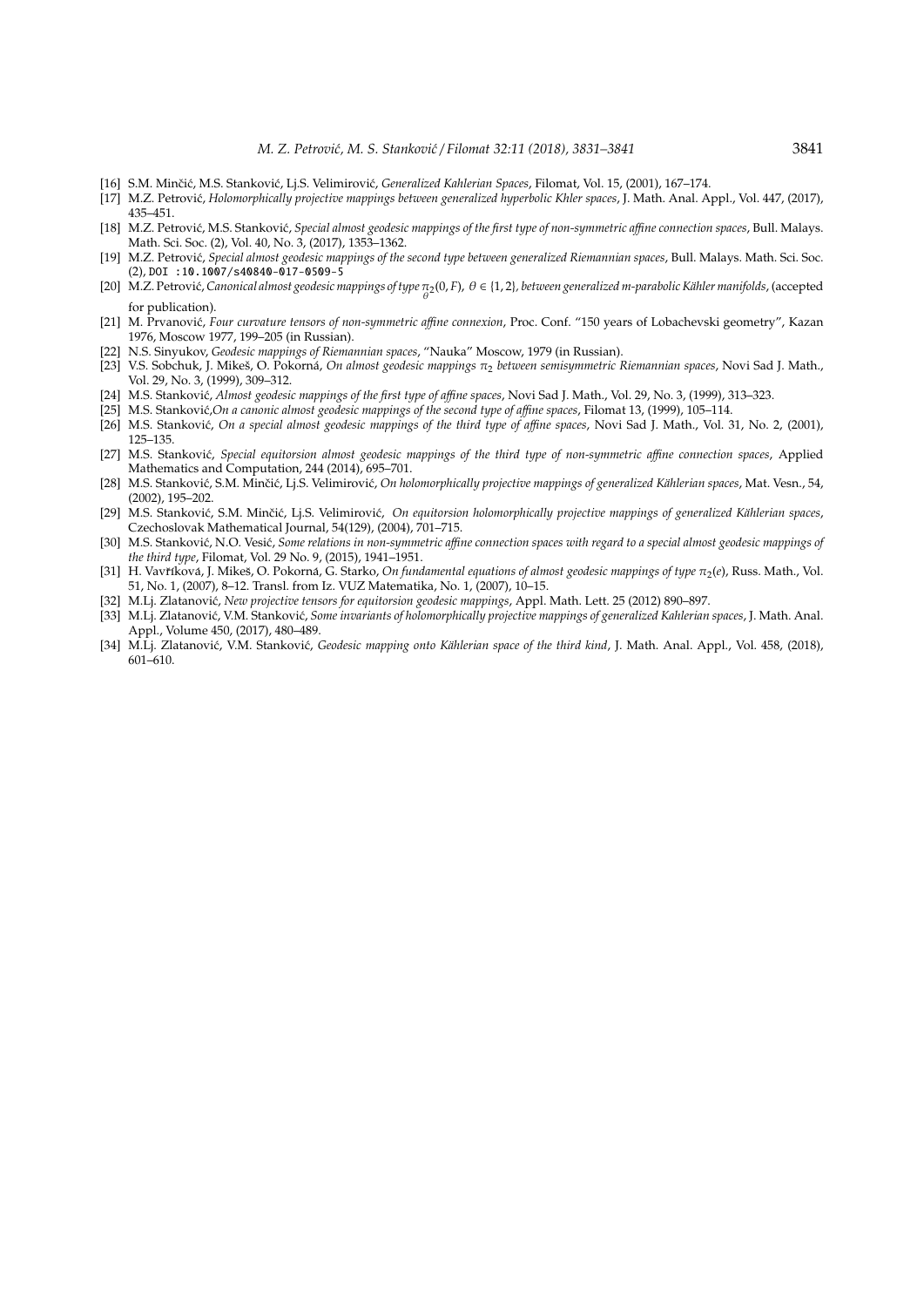[16] S.M. Minčić, M.S. Stanković, Lj.S. Velimirović, *Generalized Kahlerian Spaces*, Filomat, Vol. 15, (2001), 167–174.

[17] M.Z. Petrović, *Holomorphically projective mappings between generalized hyperbolic Khler spaces*, J. Math. Anal. Appl., Vol. 447, (2017), 435–451.

[18] M.Z. Petrović, M.S. Stanković, *Special almost geodesic mappings of the first type of non-symmetric affine connection spaces*, Bull. Malays. Math. Sci. Soc. (2), Vol. 40, No. 3, (2017), 1353–1362.

[19] M.Z. Petrović, *Special almost geodesic mappings of the second type between generalized Riemannian spaces*, Bull. Malays. Math. Sci. Soc. (2), DOI :10.1007/s40840-017-0509-5

[20] M.Z. Petrović, *Canonical almost geodesic mappings of type* $\underset{\theta}{\pi}_2(0, F)$, $\theta \in \{1, 2\}$, *between generalized m-parabolic Kähler manifolds*, (accepted for publication).

[21] M. Prvanović, *Four curvature tensors of non-symmetric affine connexion*, Proc. Conf. "150 years of Lobachevski geometry", Kazan 1976, Moscow 1977, 199–205 (in Russian).

[22] N.S. Sinyukov, *Geodesic mappings of Riemannian spaces*, "Nauka" Moscow, 1979 (in Russian).

[23] V.S. Sobchuk, J. Mikeš, O. Pokorná, *On almost geodesic mappings* $\pi_2$ *between semisymmetric Riemannian spaces*, Novi Sad J. Math., Vol. 29, No. 3, (1999), 309–312.

[24] M.S. Stanković, *Almost geodesic mappings of the first type of affine spaces*, Novi Sad J. Math., Vol. 29, No. 3, (1999), 313–323.

[25] M.S. Stanković,*On a canonic almost geodesic mappings of the second type of affine spaces*, Filomat 13, (1999), 105–114.

[26] M.S. Stanković, *On a special almost geodesic mappings of the third type of affine spaces*, Novi Sad J. Math., Vol. 31, No. 2, (2001), 125–135.

[27] M.S. Stanković, *Special equitorsion almost geodesic mappings of the third type of non-symmetric affine connection spaces*, Applied Mathematics and Computation, 244 (2014), 695–701.

[28] M.S. Stanković, S.M. Minčić, Lj.S. Velimirović, *On holomorphically projective mappings of generalized Kählerian spaces*, Mat. Vesn., 54, (2002), 195–202.

[29] M.S. Stanković, S.M. Minčić, Lj.S. Velimirović, *On equitorsion holomorphically projective mappings of generalized Kählerian spaces*, Czechoslovak Mathematical Journal, 54(129), (2004), 701–715.

[30] M.S. Stanković, N.O. Vesić, *Some relations in non-symmetric affine connection spaces with regard to a special almost geodesic mappings of the third type*, Filomat, Vol. 29 No. 9, (2015), 1941–1951.

[31] H. Vavříková, J. Mikeš, O. Pokorná, G. Starko, *On fundamental equations of almost geodesic mappings of type* $\pi_2(e)$, Russ. Math., Vol. 51, No. 1, (2007), 8–12. Transl. from Iz. VUZ Matematika, No. 1, (2007), 10–15.

[32] M.Lj. Zlatanović, *New projective tensors for equitorsion geodesic mappings*, Appl. Math. Lett. 25 (2012) 890–897.

[33] M.Lj. Zlatanović, V.M. Stanković, *Some invariants of holomorphically projective mappings of generalized Kahlerian spaces*, J. Math. Anal. Appl., Volume 450, (2017), 480–489.

[34] M.Lj. Zlatanović, V.M. Stanković, *Geodesic mapping onto Kählerian space of the third kind*, J. Math. Anal. Appl., Vol. 458, (2018), 601–610.